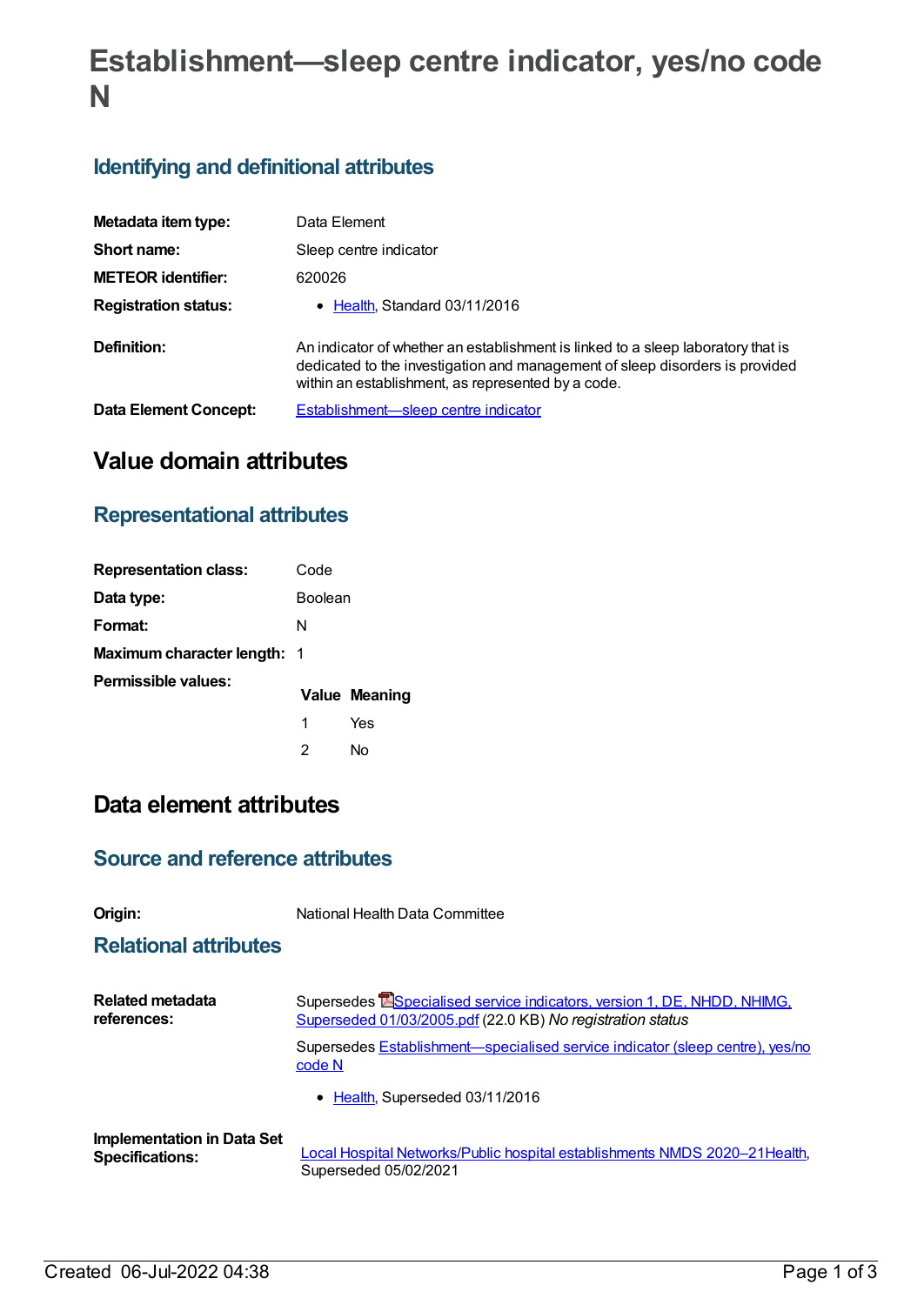# Establishment—sleep centre indicator, yes/no code N

## Identifying and definitional attributes

| | |
|---|---|
| **Metadata item type:** | Data Element |
| **Short name:** | Sleep centre indicator |
| **METEOR identifier:** | 620026 |
| **Registration status:** | • Health, Standard 03/11/2016 |
| **Definition:** | An indicator of whether an establishment is linked to a sleep laboratory that is dedicated to the investigation and management of sleep disorders is provided within an establishment, as represented by a code. |
| **Data Element Concept:** | Establishment—sleep centre indicator |

# Value domain attributes

## Representational attributes

| | |
|---|---|
| **Representation class:** | Code |
| **Data type:** | Boolean |
| **Format:** | N |
| **Maximum character length:** | 1 |

**Permissible values:**

| Value | Meaning |
|---|---|
| 1 | Yes |
| 2 | No |

# Data element attributes

## Source and reference attributes

| | |
|---|---|
| **Origin:** | National Health Data Committee |

## Relational attributes

**Related metadata references:**

Supersedes Specialised service indicators, version 1, DE, NHDD, NHIMG, Superseded 01/03/2005.pdf (22.0 KB) *No registration status*

Supersedes Establishment—specialised service indicator (sleep centre), yes/no code N

- Health, Superseded 03/11/2016

**Implementation in Data Set Specifications:**

Local Hospital Networks/Public hospital establishments NMDS 2020–21Health, Superseded 05/02/2021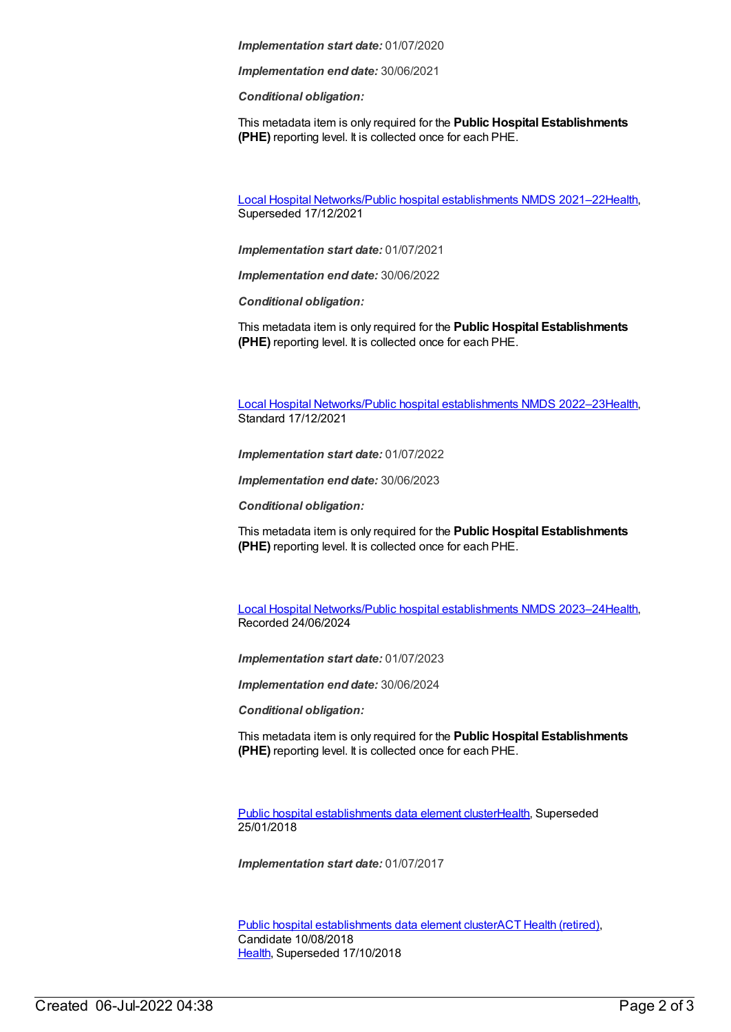***Implementation start date:*** 01/07/2020

***Implementation end date:*** 30/06/2021

***Conditional obligation:***

This metadata item is only required for the **Public Hospital Establishments (PHE)** reporting level. It is collected once for each PHE.

Local Hospital Networks/Public hospital establishments NMDS 2021–22Health, Superseded 17/12/2021

***Implementation start date:*** 01/07/2021

***Implementation end date:*** 30/06/2022

***Conditional obligation:***

This metadata item is only required for the **Public Hospital Establishments (PHE)** reporting level. It is collected once for each PHE.

Local Hospital Networks/Public hospital establishments NMDS 2022–23Health, Standard 17/12/2021

***Implementation start date:*** 01/07/2022

***Implementation end date:*** 30/06/2023

***Conditional obligation:***

This metadata item is only required for the **Public Hospital Establishments (PHE)** reporting level. It is collected once for each PHE.

Local Hospital Networks/Public hospital establishments NMDS 2023–24Health, Recorded 24/06/2024

***Implementation start date:*** 01/07/2023

***Implementation end date:*** 30/06/2024

***Conditional obligation:***

This metadata item is only required for the **Public Hospital Establishments (PHE)** reporting level. It is collected once for each PHE.

Public hospital establishments data element clusterHealth, Superseded 25/01/2018

***Implementation start date:*** 01/07/2017

Public hospital establishments data element clusterACT Health (retired), Candidate 10/08/2018
Health, Superseded 17/10/2018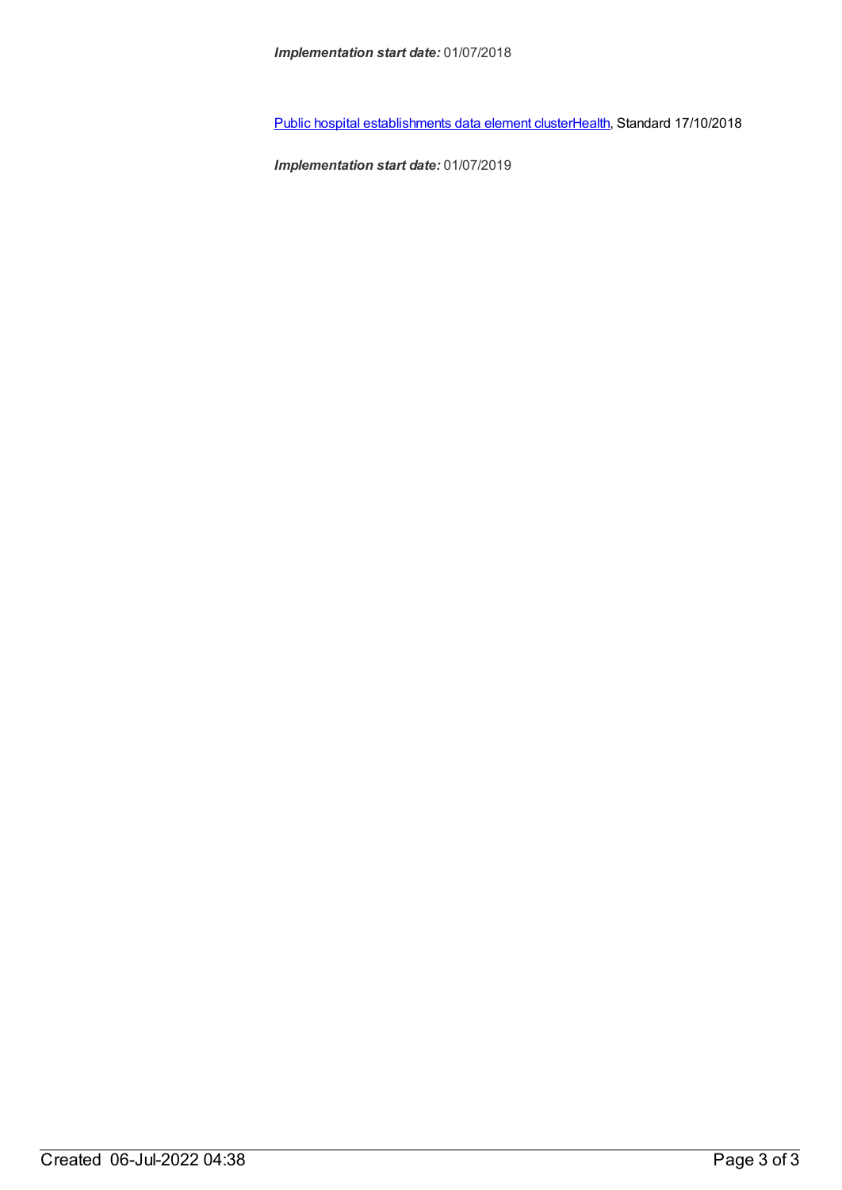*Implementation start date:* 01/07/2018

Public hospital establishments data element clusterHealth, Standard 17/10/2018

*Implementation start date:* 01/07/2019